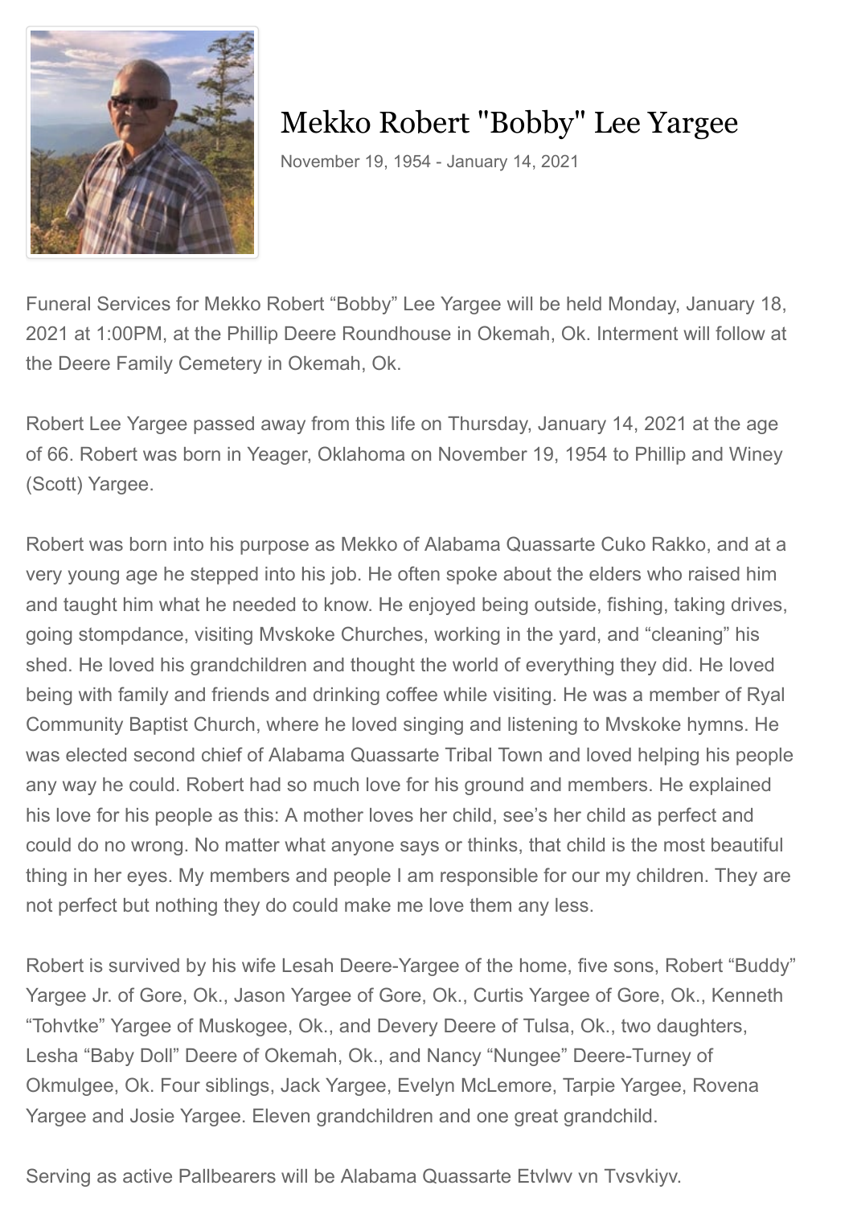# Mekko Robert "Bobby" Lee Yargee

November 19, 1954 - January 14, 2021

Funeral Services for Mekko Robert “Bobby” Lee Yargee will be held Monday, January 18, 2021 at 1:00PM, at the Phillip Deere Roundhouse in Okemah, Ok. Interment will follow at the Deere Family Cemetery in Okemah, Ok.

Robert Lee Yargee passed away from this life on Thursday, January 14, 2021 at the age of 66. Robert was born in Yeager, Oklahoma on November 19, 1954 to Phillip and Winey (Scott) Yargee.

Robert was born into his purpose as Mekko of Alabama Quassarte Cuko Rakko, and at a very young age he stepped into his job. He often spoke about the elders who raised him and taught him what he needed to know. He enjoyed being outside, fishing, taking drives, going stompdance, visiting Mvskoke Churches, working in the yard, and “cleaning” his shed. He loved his grandchildren and thought the world of everything they did. He loved being with family and friends and drinking coffee while visiting. He was a member of Ryal Community Baptist Church, where he loved singing and listening to Mvskoke hymns. He was elected second chief of Alabama Quassarte Tribal Town and loved helping his people any way he could. Robert had so much love for his ground and members. He explained his love for his people as this: A mother loves her child, see’s her child as perfect and could do no wrong. No matter what anyone says or thinks, that child is the most beautiful thing in her eyes. My members and people I am responsible for our my children. They are not perfect but nothing they do could make me love them any less.

Robert is survived by his wife Lesah Deere-Yargee of the home, five sons, Robert “Buddy” Yargee Jr. of Gore, Ok., Jason Yargee of Gore, Ok., Curtis Yargee of Gore, Ok., Kenneth “Tohvtke” Yargee of Muskogee, Ok., and Devery Deere of Tulsa, Ok., two daughters, Lesha “Baby Doll” Deere of Okemah, Ok., and Nancy “Nungee” Deere-Turney of Okmulgee, Ok. Four siblings, Jack Yargee, Evelyn McLemore, Tarpie Yargee, Rovena Yargee and Josie Yargee. Eleven grandchildren and one great grandchild.

Serving as active Pallbearers will be Alabama Quassarte Etvlwv vn Tvsvkiyv.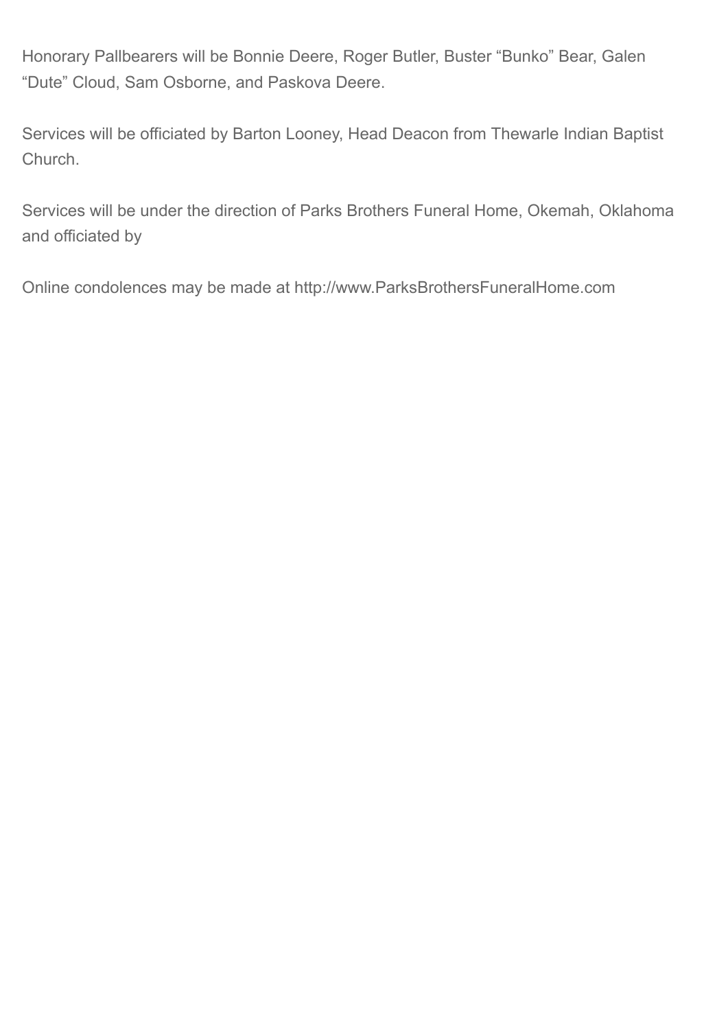Honorary Pallbearers will be Bonnie Deere, Roger Butler, Buster “Bunko” Bear, Galen “Dute” Cloud, Sam Osborne, and Paskova Deere.

Services will be officiated by Barton Looney, Head Deacon from Thewarle Indian Baptist Church.

Services will be under the direction of Parks Brothers Funeral Home, Okemah, Oklahoma and officiated by

Online condolences may be made at http://www.ParksBrothersFuneralHome.com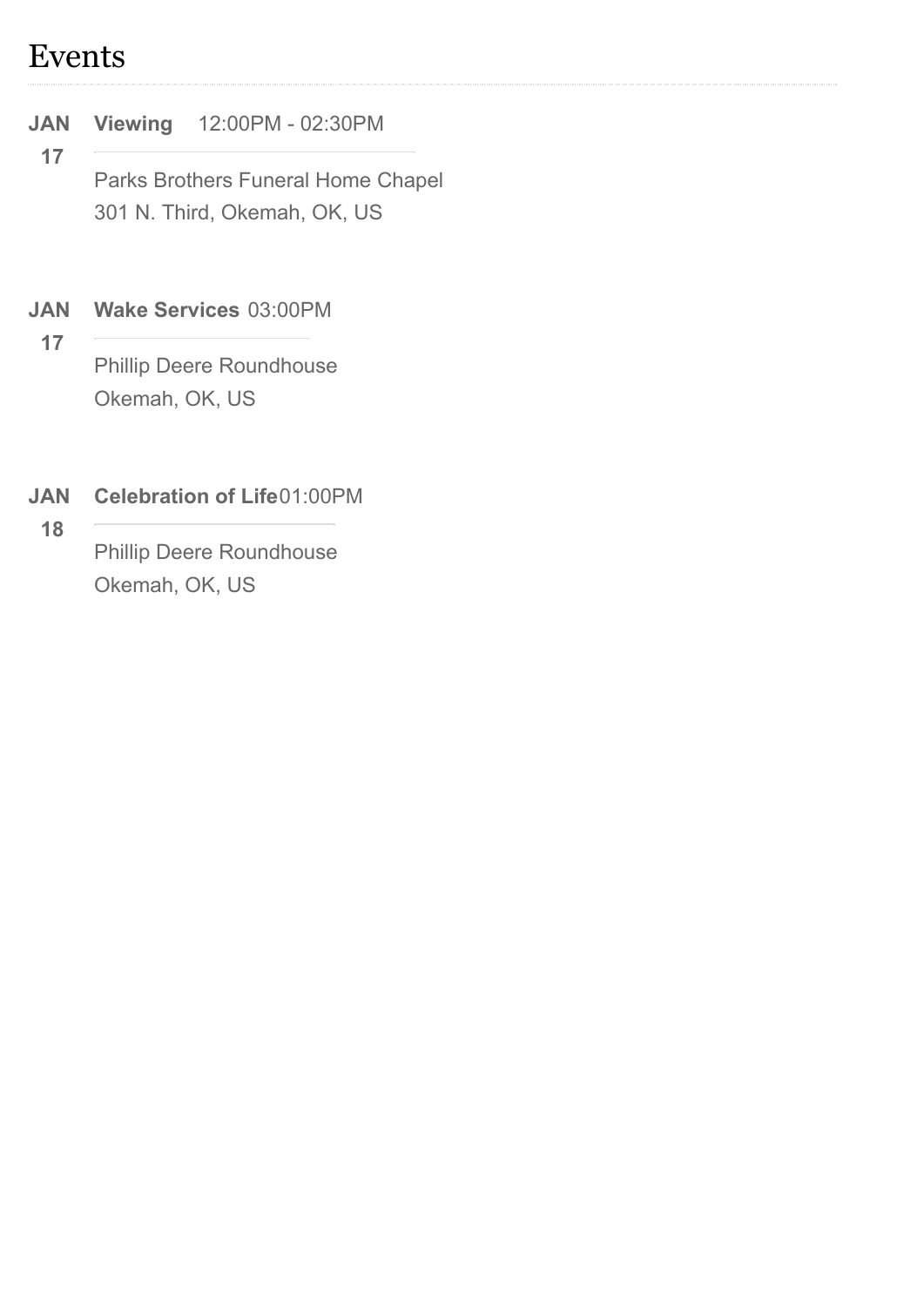# Events

**JAN 17** **Viewing** 12:00PM - 02:30PM

Parks Brothers Funeral Home Chapel
301 N. Third, Okemah, OK, US

**JAN 17** **Wake Services** 03:00PM

Phillip Deere Roundhouse
Okemah, OK, US

**JAN 18** **Celebration of Life** 01:00PM

Phillip Deere Roundhouse
Okemah, OK, US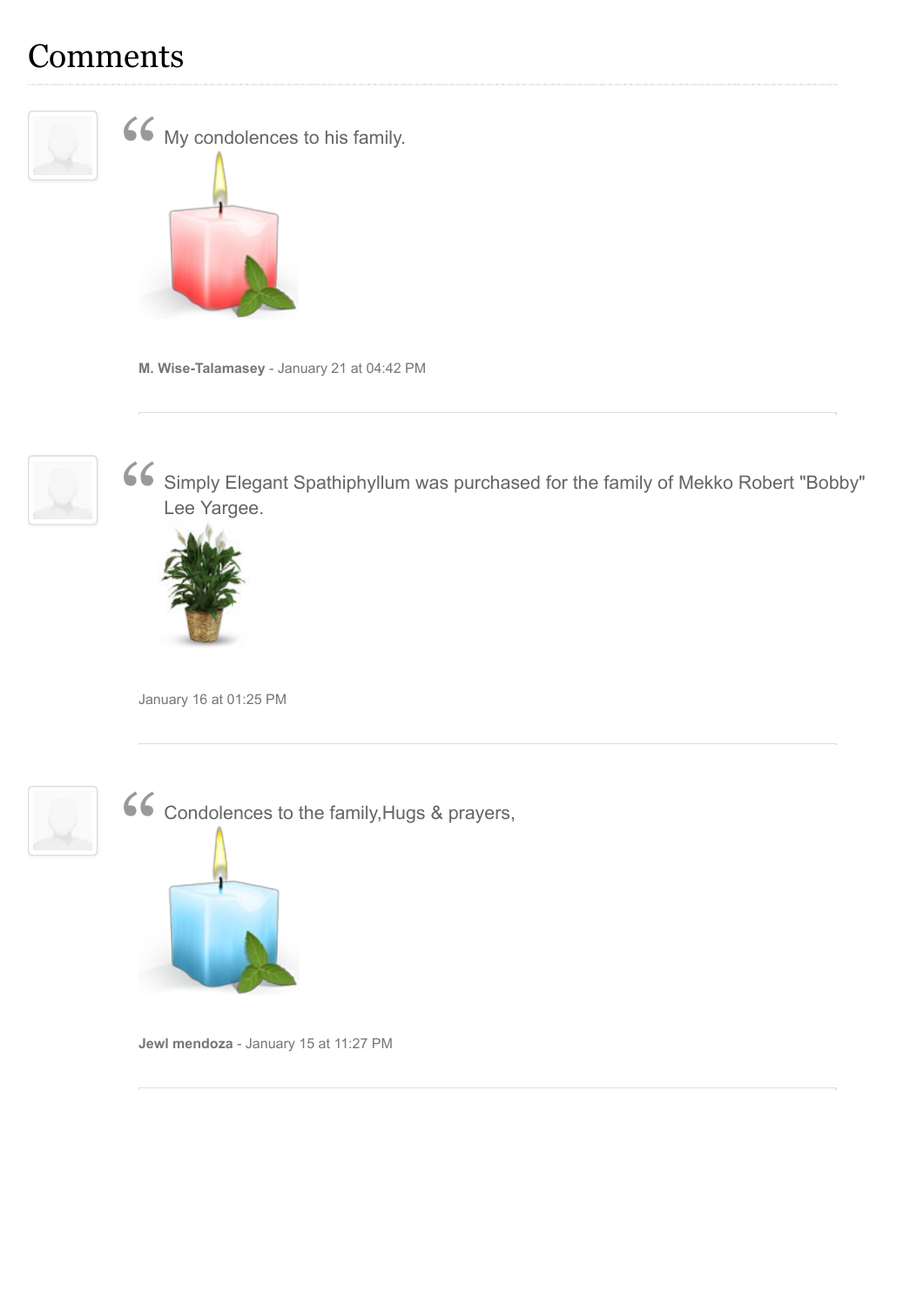# Comments

“ My condolences to his family.

**M. Wise-Talamasey** - January 21 at 04:42 PM

---

“ Simply Elegant Spathiphyllum was purchased for the family of Mekko Robert "Bobby" Lee Yargee.

January 16 at 01:25 PM

---

“ Condolences to the family,Hugs & prayers,

**Jewl mendoza** - January 15 at 11:27 PM

---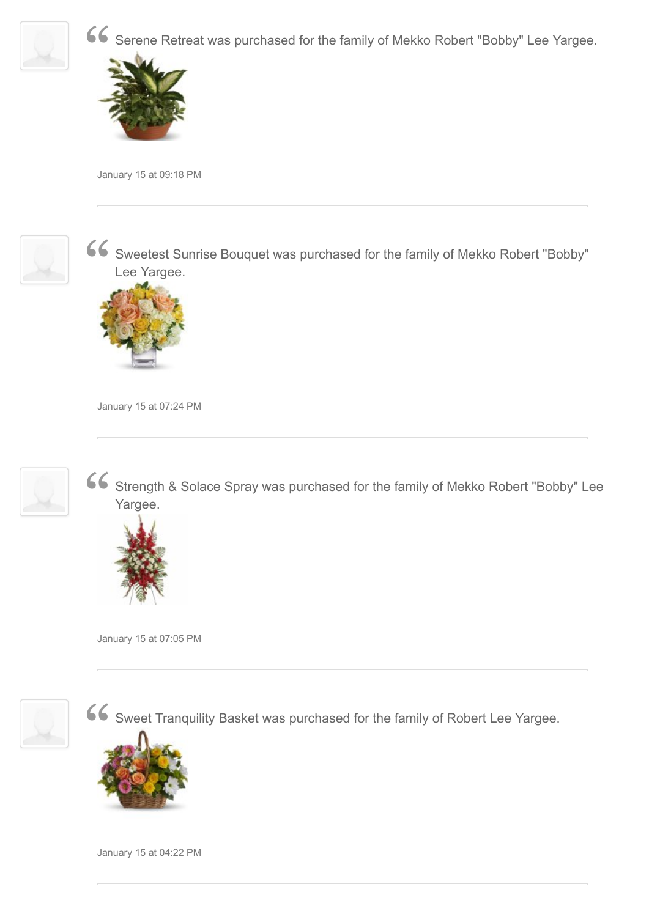> Serene Retreat was purchased for the family of Mekko Robert "Bobby" Lee Yargee.

January 15 at 09:18 PM

---

> Sweetest Sunrise Bouquet was purchased for the family of Mekko Robert "Bobby" Lee Yargee.

January 15 at 07:24 PM

---

> Strength & Solace Spray was purchased for the family of Mekko Robert "Bobby" Lee Yargee.

January 15 at 07:05 PM

---

> Sweet Tranquility Basket was purchased for the family of Robert Lee Yargee.

January 15 at 04:22 PM

---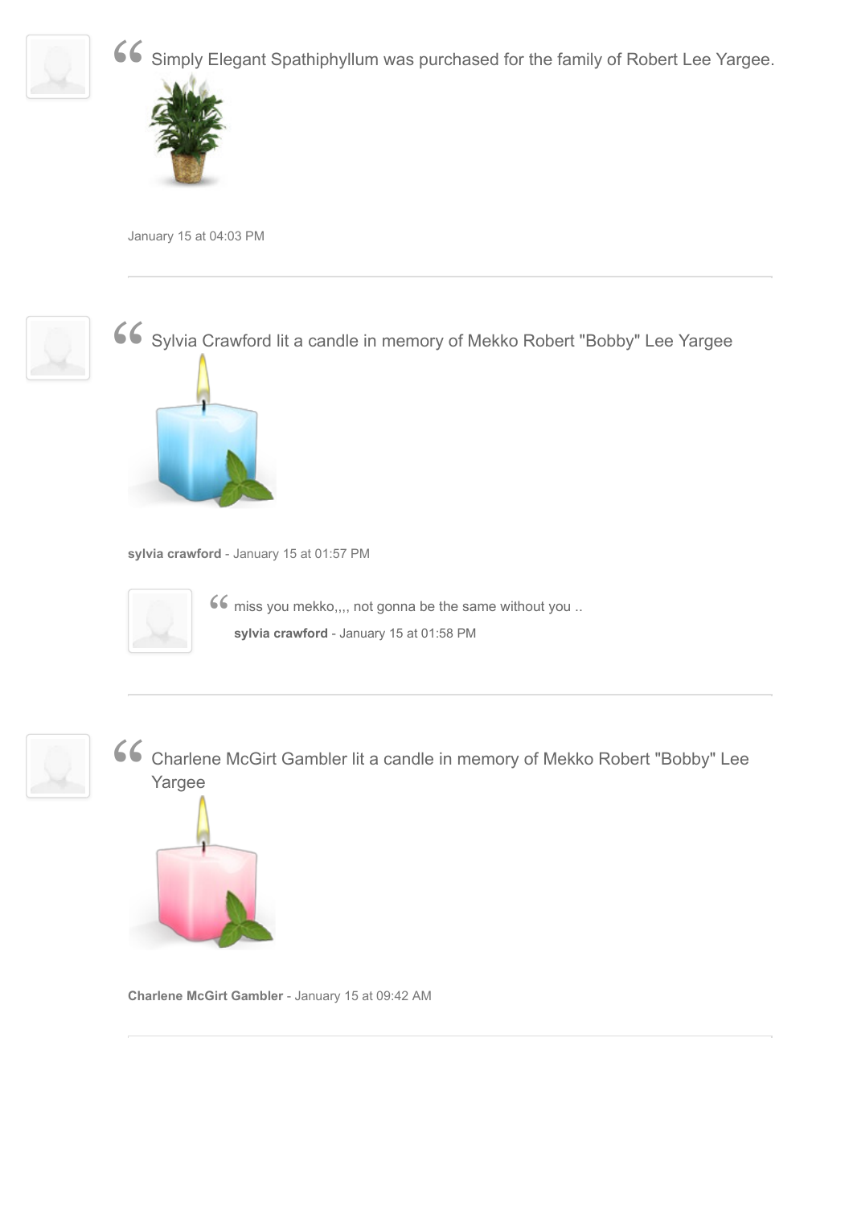Simply Elegant Spathiphyllum was purchased for the family of Robert Lee Yargee.

January 15 at 04:03 PM

---

Sylvia Crawford lit a candle in memory of Mekko Robert "Bobby" Lee Yargee

**sylvia crawford** - January 15 at 01:57 PM

> miss you mekko,,,, not gonna be the same without you ..
>
> **sylvia crawford** - January 15 at 01:58 PM

---

Charlene McGirt Gambler lit a candle in memory of Mekko Robert "Bobby" Lee Yargee

**Charlene McGirt Gambler** - January 15 at 09:42 AM

---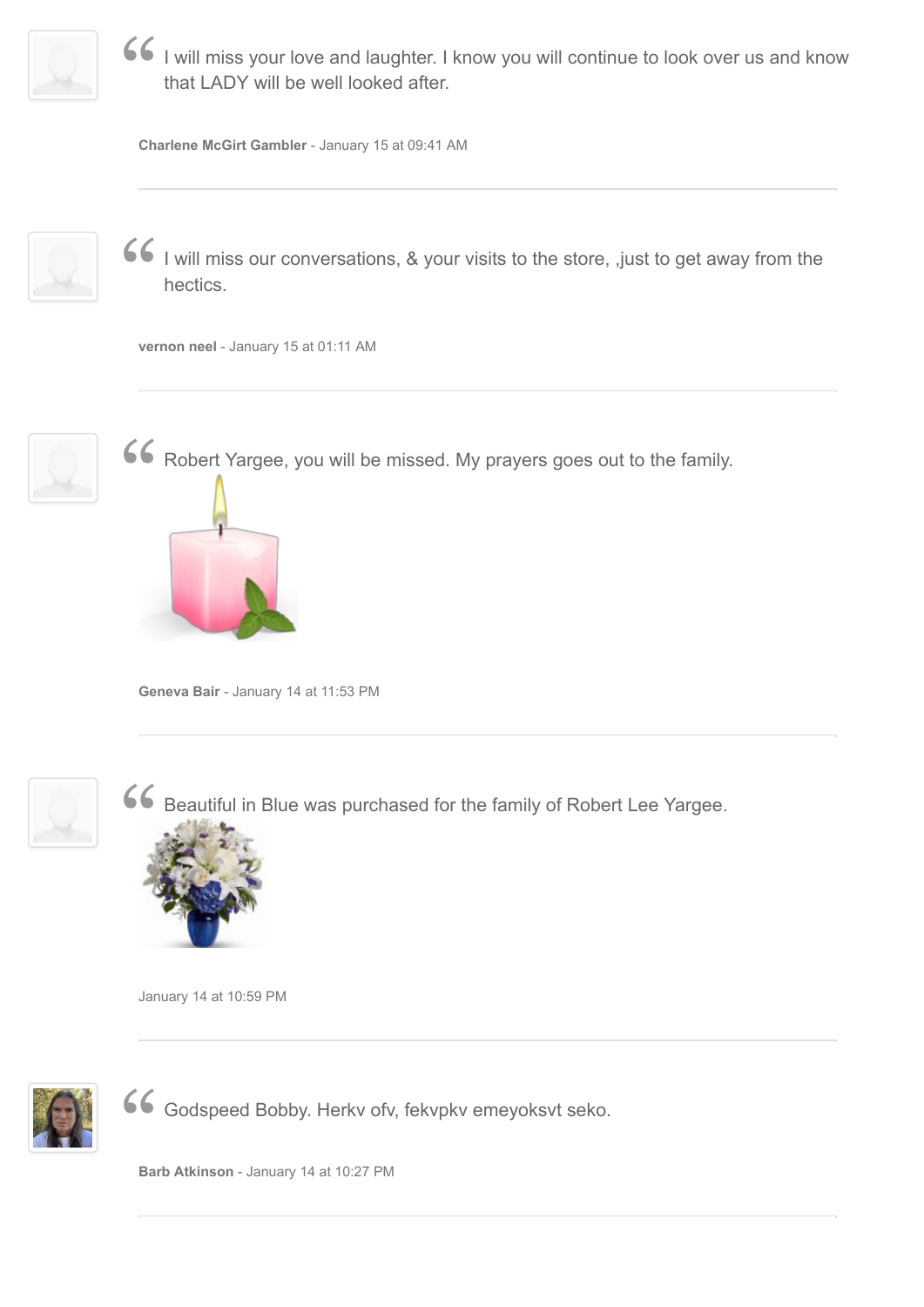I will miss your love and laughter. I know you will continue to look over us and know that LADY will be well looked after.

**Charlene McGirt Gambler** - January 15 at 09:41 AM

---

I will miss our conversations, & your visits to the store, ,just to get away from the hectics.

**vernon neel** - January 15 at 01:11 AM

---

Robert Yargee, you will be missed. My prayers goes out to the family.

**Geneva Bair** - January 14 at 11:53 PM

---

Beautiful in Blue was purchased for the family of Robert Lee Yargee.

January 14 at 10:59 PM

---

Godspeed Bobby. Herkv ofv, fekvpkv emeyoksvt seko.

**Barb Atkinson** - January 14 at 10:27 PM

---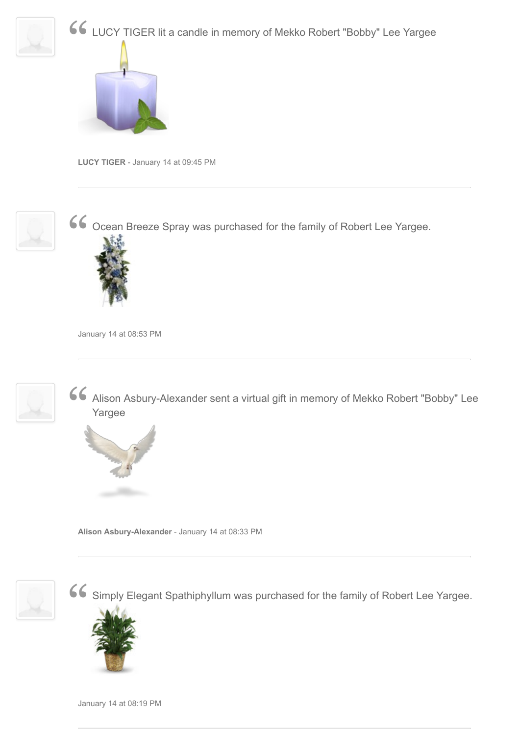LUCY TIGER lit a candle in memory of Mekko Robert "Bobby" Lee Yargee

**LUCY TIGER** - January 14 at 09:45 PM

---

Ocean Breeze Spray was purchased for the family of Robert Lee Yargee.

January 14 at 08:53 PM

---

Alison Asbury-Alexander sent a virtual gift in memory of Mekko Robert "Bobby" Lee Yargee

**Alison Asbury-Alexander** - January 14 at 08:33 PM

---

Simply Elegant Spathiphyllum was purchased for the family of Robert Lee Yargee.

January 14 at 08:19 PM

---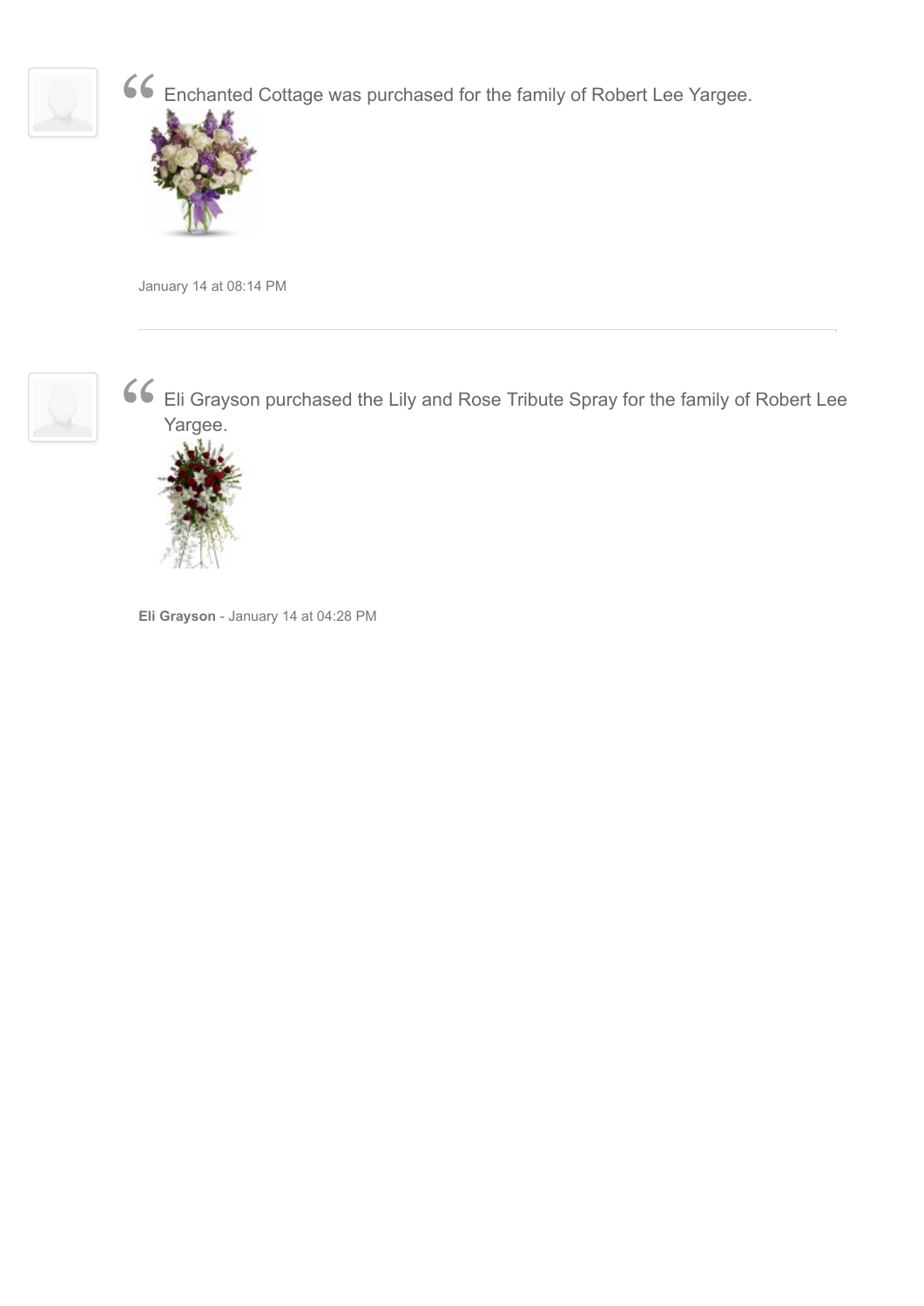Enchanted Cottage was purchased for the family of Robert Lee Yargee.

January 14 at 08:14 PM

---

Eli Grayson purchased the Lily and Rose Tribute Spray for the family of Robert Lee Yargee.

**Eli Grayson** - January 14 at 04:28 PM